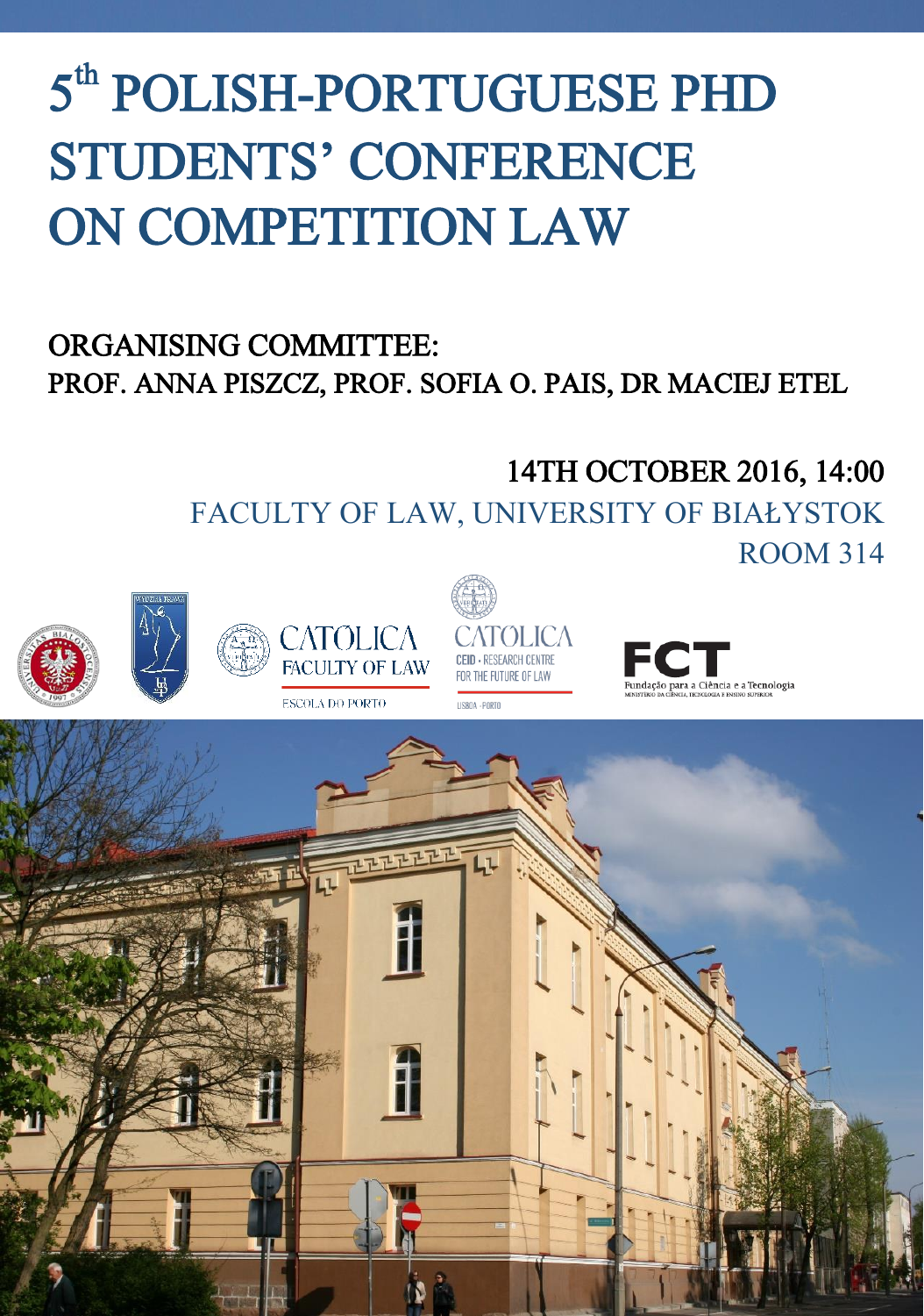# 5th POLISH-PORTUGUESE PHD STUDENTS' CONFERENCE ON COMPETITION LAW

ORGANISING COMMITTEE:
PROF. ANNA PISZCZ, PROF. SOFIA O. PAIS, DR MACIEJ ETEL

14TH OCTOBER 2016, 14:00

FACULTY OF LAW, UNIVERSITY OF BIAŁYSTOK

ROOM 314

CATOLICA FACULTY OF LAW

ESCOLA DO PORTO

CATOLICA CEID • RESEARCH CENTRE FOR THE FUTURE OF LAW

LISBOA • PORTO

FCT Fundação para a Ciência e a Tecnologia

MINISTÉRIO DA CIÊNCIA, TECNOLOGIA E ENSINO SUPERIOR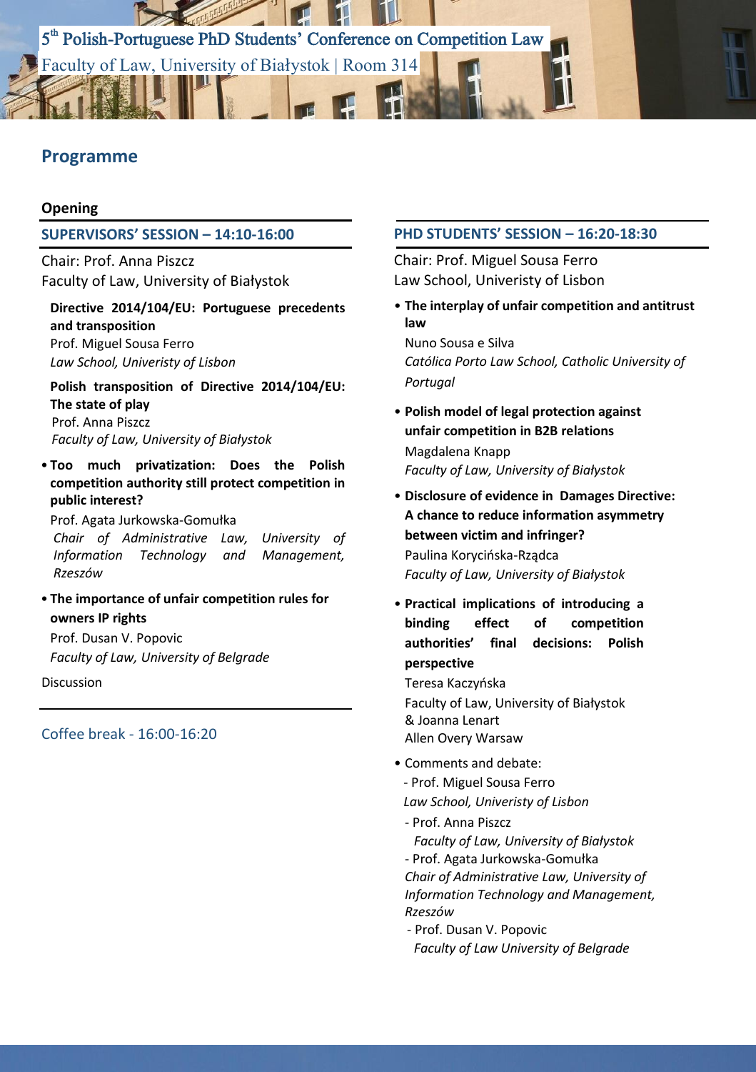5[th] Polish-Portuguese PhD Students' Conference on Competition Law

Faculty of Law, University of Białystok | Room 314

## Programme

**Opening**

### SUPERVISORS' SESSION – 14:10-16:00

Chair: Prof. Anna Piszcz
Faculty of Law, University of Białystok

**Directive 2014/104/EU: Portuguese precedents and transposition**
Prof. Miguel Sousa Ferro
*Law School, Univeristy of Lisbon*

**Polish transposition of Directive 2014/104/EU: The state of play**
Prof. Anna Piszcz
*Faculty of Law, University of Białystok*

- **Too much privatization: Does the Polish competition authority still protect competition in public interest?**
  Prof. Agata Jurkowska-Gomułka
  *Chair of Administrative Law, University of Information Technology and Management, Rzeszów*
- **The importance of unfair competition rules for owners IP rights**
  Prof. Dusan V. Popovic
  *Faculty of Law, University of Belgrade*

Discussion

Coffee break - 16:00-16:20

### PHD STUDENTS' SESSION – 16:20-18:30

Chair: Prof. Miguel Sousa Ferro
Law School, Univeristy of Lisbon

- **The interplay of unfair competition and antitrust law**
  Nuno Sousa e Silva
  *Católica Porto Law School, Catholic University of Portugal*
- **Polish model of legal protection against unfair competition in B2B relations**
  Magdalena Knapp
  *Faculty of Law, University of Białystok*
- **Disclosure of evidence in Damages Directive: A chance to reduce information asymmetry between victim and infringer?**
  Paulina Korycińska-Rządca
  *Faculty of Law, University of Białystok*
- **Practical implications of introducing a binding effect of competition authorities' final decisions: Polish perspective**
  Teresa Kaczyńska
  Faculty of Law, University of Białystok
  & Joanna Lenart
  Allen Overy Warsaw
- Comments and debate:
  - Prof. Miguel Sousa Ferro
    *Law School, Univeristy of Lisbon*
  - Prof. Anna Piszcz
    *Faculty of Law, University of Białystok*
  - Prof. Agata Jurkowska-Gomułka
    *Chair of Administrative Law, University of Information Technology and Management, Rzeszów*
  - Prof. Dusan V. Popovic
    *Faculty of Law University of Belgrade*